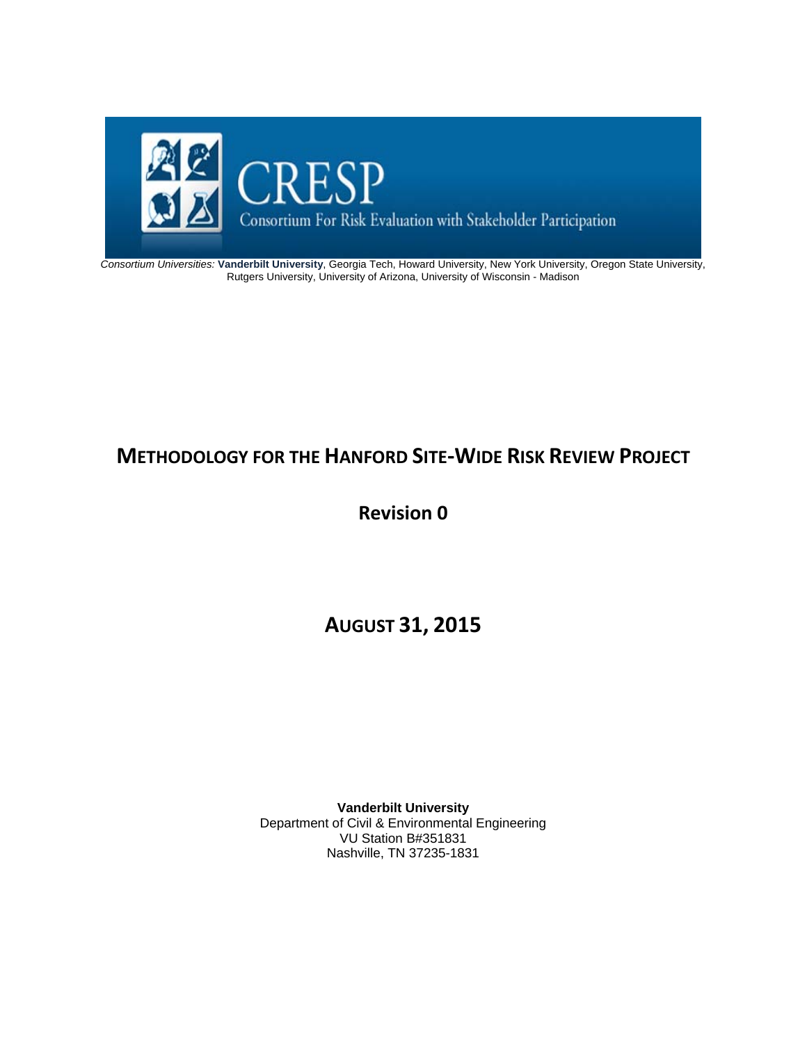CRESP

Consortium For Risk Evaluation with Stakeholder Participation

*Consortium Universities:* **Vanderbilt University**, Georgia Tech, Howard University, New York University, Oregon State University, Rutgers University, University of Arizona, University of Wisconsin - Madison

# METHODOLOGY FOR THE HANFORD SITE-WIDE RISK REVIEW PROJECT

## Revision 0

## AUGUST 31, 2015

**Vanderbilt University**
Department of Civil & Environmental Engineering
VU Station B#351831
Nashville, TN 37235-1831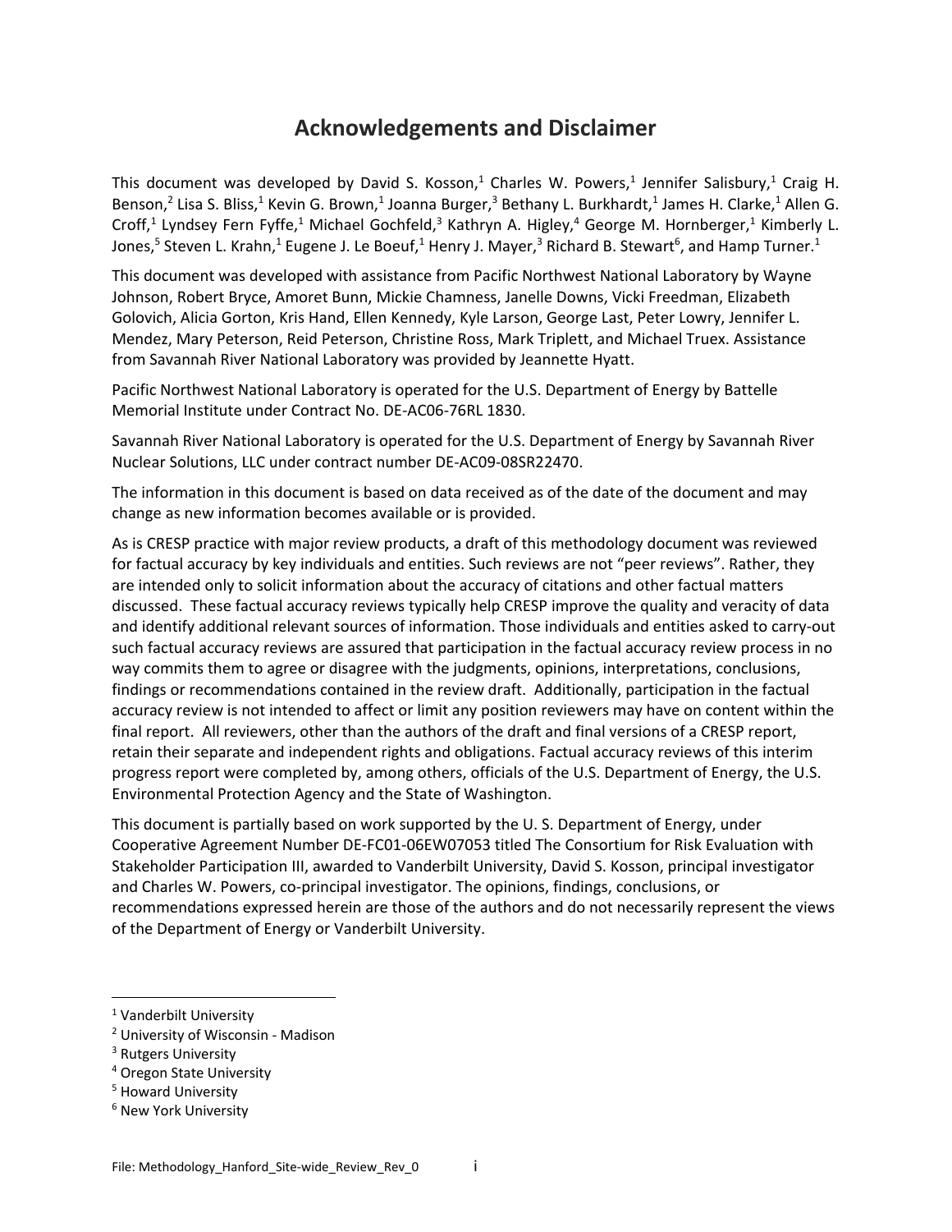# Acknowledgements and Disclaimer

This document was developed by David S. Kosson,[1] Charles W. Powers,[1] Jennifer Salisbury,[1] Craig H. Benson,[2] Lisa S. Bliss,[1] Kevin G. Brown,[1] Joanna Burger,[3] Bethany L. Burkhardt,[1] James H. Clarke,[1] Allen G. Croff,[1] Lyndsey Fern Fyffe,[1] Michael Gochfeld,[3] Kathryn A. Higley,[4] George M. Hornberger,[1] Kimberly L. Jones,[5] Steven L. Krahn,[1] Eugene J. Le Boeuf,[1] Henry J. Mayer,[3] Richard B. Stewart[6], and Hamp Turner.[1]

This document was developed with assistance from Pacific Northwest National Laboratory by Wayne Johnson, Robert Bryce, Amoret Bunn, Mickie Chamness, Janelle Downs, Vicki Freedman, Elizabeth Golovich, Alicia Gorton, Kris Hand, Ellen Kennedy, Kyle Larson, George Last, Peter Lowry, Jennifer L. Mendez, Mary Peterson, Reid Peterson, Christine Ross, Mark Triplett, and Michael Truex. Assistance from Savannah River National Laboratory was provided by Jeannette Hyatt.

Pacific Northwest National Laboratory is operated for the U.S. Department of Energy by Battelle Memorial Institute under Contract No. DE-AC06-76RL 1830.

Savannah River National Laboratory is operated for the U.S. Department of Energy by Savannah River Nuclear Solutions, LLC under contract number DE-AC09-08SR22470.

The information in this document is based on data received as of the date of the document and may change as new information becomes available or is provided.

As is CRESP practice with major review products, a draft of this methodology document was reviewed for factual accuracy by key individuals and entities. Such reviews are not "peer reviews". Rather, they are intended only to solicit information about the accuracy of citations and other factual matters discussed. These factual accuracy reviews typically help CRESP improve the quality and veracity of data and identify additional relevant sources of information. Those individuals and entities asked to carry-out such factual accuracy reviews are assured that participation in the factual accuracy review process in no way commits them to agree or disagree with the judgments, opinions, interpretations, conclusions, findings or recommendations contained in the review draft. Additionally, participation in the factual accuracy review is not intended to affect or limit any position reviewers may have on content within the final report. All reviewers, other than the authors of the draft and final versions of a CRESP report, retain their separate and independent rights and obligations. Factual accuracy reviews of this interim progress report were completed by, among others, officials of the U.S. Department of Energy, the U.S. Environmental Protection Agency and the State of Washington.

This document is partially based on work supported by the U. S. Department of Energy, under Cooperative Agreement Number DE-FC01-06EW07053 titled The Consortium for Risk Evaluation with Stakeholder Participation III, awarded to Vanderbilt University, David S. Kosson, principal investigator and Charles W. Powers, co-principal investigator. The opinions, findings, conclusions, or recommendations expressed herein are those of the authors and do not necessarily represent the views of the Department of Energy or Vanderbilt University.

[1] Vanderbilt University
[2] University of Wisconsin - Madison
[3] Rutgers University
[4] Oregon State University
[5] Howard University
[6] New York University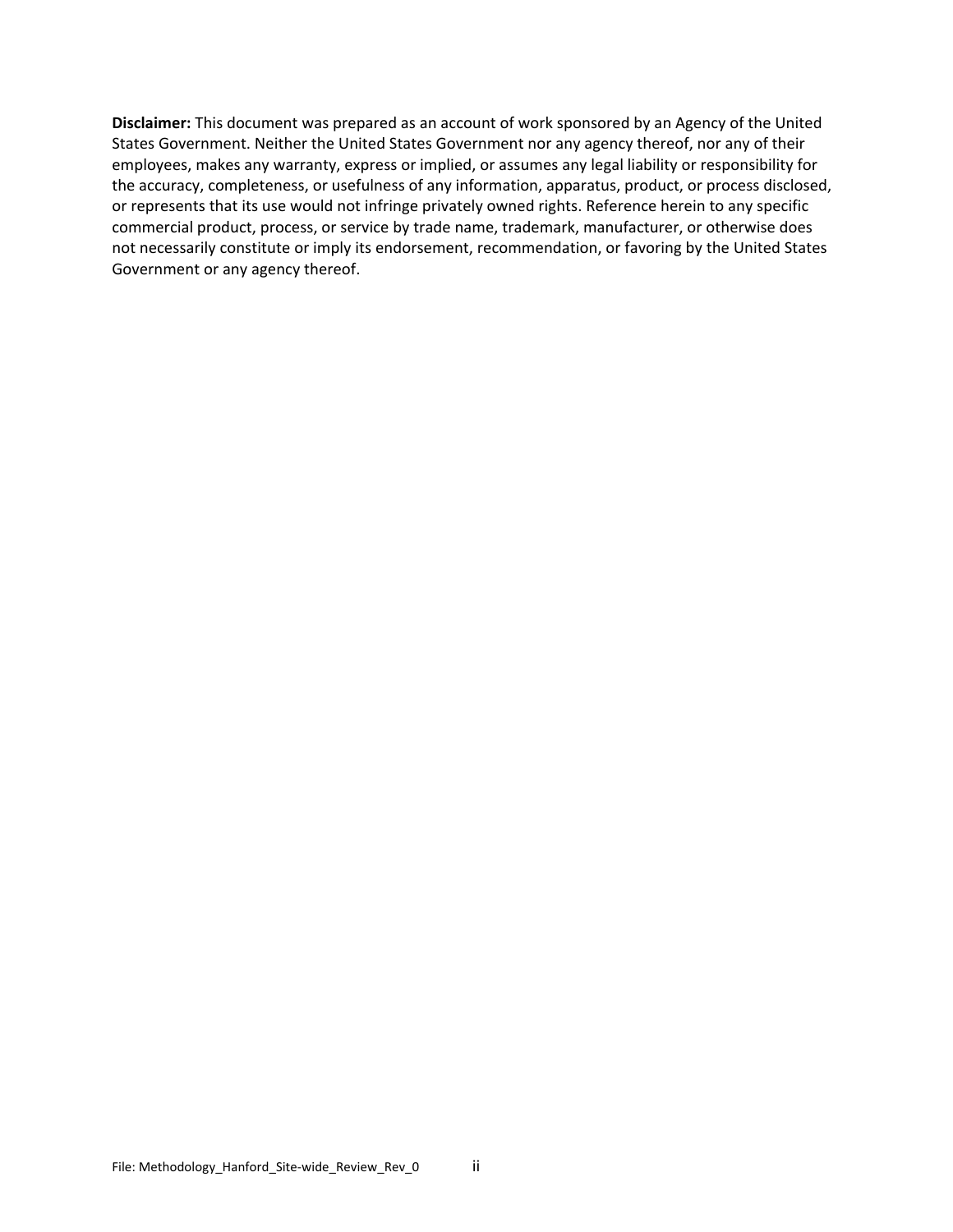**Disclaimer:** This document was prepared as an account of work sponsored by an Agency of the United States Government. Neither the United States Government nor any agency thereof, nor any of their employees, makes any warranty, express or implied, or assumes any legal liability or responsibility for the accuracy, completeness, or usefulness of any information, apparatus, product, or process disclosed, or represents that its use would not infringe privately owned rights. Reference herein to any specific commercial product, process, or service by trade name, trademark, manufacturer, or otherwise does not necessarily constitute or imply its endorsement, recommendation, or favoring by the United States Government or any agency thereof.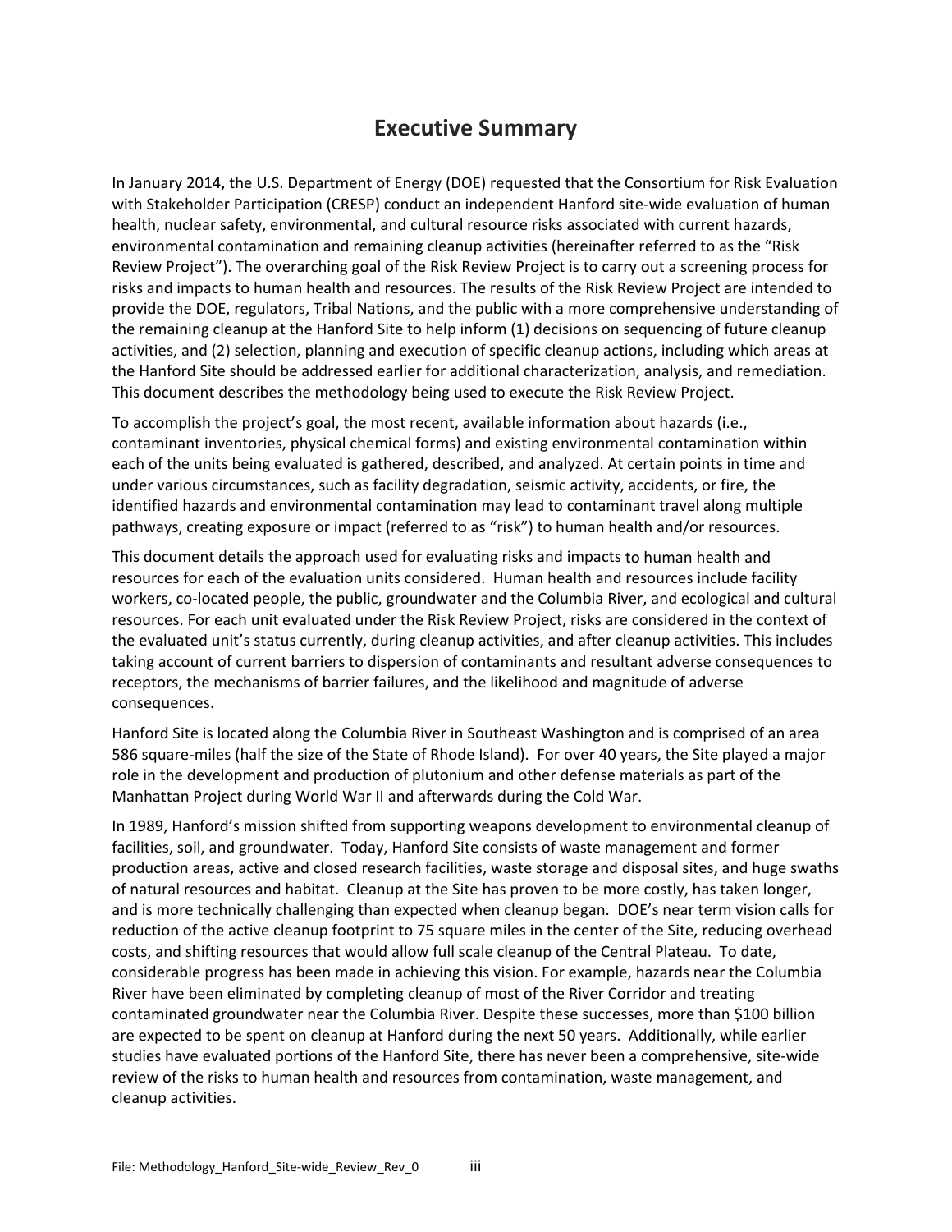# Executive Summary

In January 2014, the U.S. Department of Energy (DOE) requested that the Consortium for Risk Evaluation with Stakeholder Participation (CRESP) conduct an independent Hanford site-wide evaluation of human health, nuclear safety, environmental, and cultural resource risks associated with current hazards, environmental contamination and remaining cleanup activities (hereinafter referred to as the "Risk Review Project"). The overarching goal of the Risk Review Project is to carry out a screening process for risks and impacts to human health and resources. The results of the Risk Review Project are intended to provide the DOE, regulators, Tribal Nations, and the public with a more comprehensive understanding of the remaining cleanup at the Hanford Site to help inform (1) decisions on sequencing of future cleanup activities, and (2) selection, planning and execution of specific cleanup actions, including which areas at the Hanford Site should be addressed earlier for additional characterization, analysis, and remediation. This document describes the methodology being used to execute the Risk Review Project.

To accomplish the project's goal, the most recent, available information about hazards (i.e., contaminant inventories, physical chemical forms) and existing environmental contamination within each of the units being evaluated is gathered, described, and analyzed. At certain points in time and under various circumstances, such as facility degradation, seismic activity, accidents, or fire, the identified hazards and environmental contamination may lead to contaminant travel along multiple pathways, creating exposure or impact (referred to as "risk") to human health and/or resources.

This document details the approach used for evaluating risks and impacts to human health and resources for each of the evaluation units considered. Human health and resources include facility workers, co-located people, the public, groundwater and the Columbia River, and ecological and cultural resources. For each unit evaluated under the Risk Review Project, risks are considered in the context of the evaluated unit's status currently, during cleanup activities, and after cleanup activities. This includes taking account of current barriers to dispersion of contaminants and resultant adverse consequences to receptors, the mechanisms of barrier failures, and the likelihood and magnitude of adverse consequences.

Hanford Site is located along the Columbia River in Southeast Washington and is comprised of an area 586 square-miles (half the size of the State of Rhode Island). For over 40 years, the Site played a major role in the development and production of plutonium and other defense materials as part of the Manhattan Project during World War II and afterwards during the Cold War.

In 1989, Hanford's mission shifted from supporting weapons development to environmental cleanup of facilities, soil, and groundwater. Today, Hanford Site consists of waste management and former production areas, active and closed research facilities, waste storage and disposal sites, and huge swaths of natural resources and habitat. Cleanup at the Site has proven to be more costly, has taken longer, and is more technically challenging than expected when cleanup began. DOE's near term vision calls for reduction of the active cleanup footprint to 75 square miles in the center of the Site, reducing overhead costs, and shifting resources that would allow full scale cleanup of the Central Plateau. To date, considerable progress has been made in achieving this vision. For example, hazards near the Columbia River have been eliminated by completing cleanup of most of the River Corridor and treating contaminated groundwater near the Columbia River. Despite these successes, more than $100 billion are expected to be spent on cleanup at Hanford during the next 50 years. Additionally, while earlier studies have evaluated portions of the Hanford Site, there has never been a comprehensive, site-wide review of the risks to human health and resources from contamination, waste management, and cleanup activities.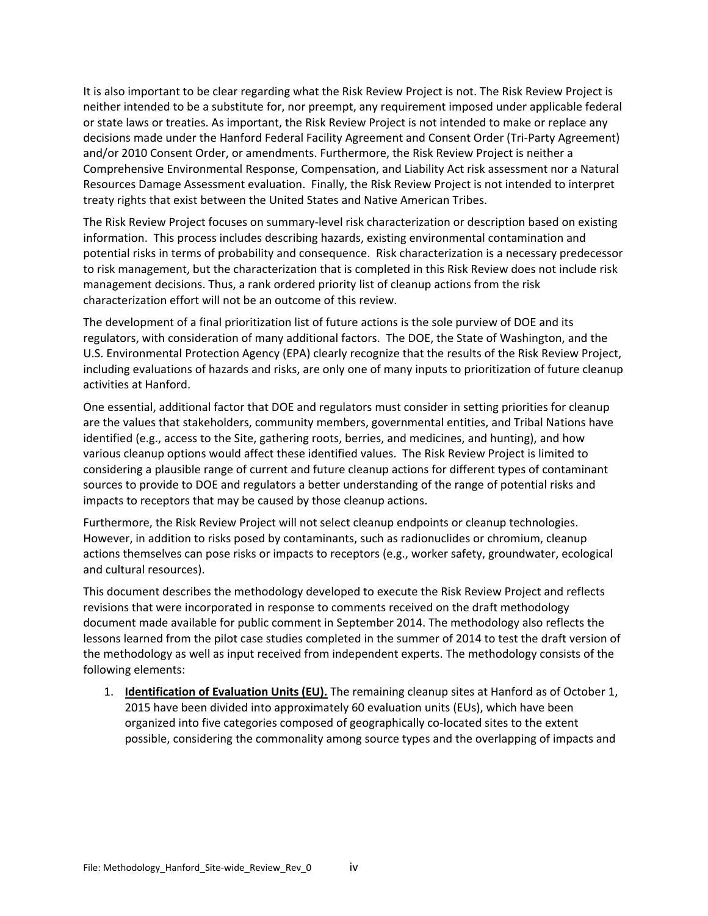It is also important to be clear regarding what the Risk Review Project is not. The Risk Review Project is neither intended to be a substitute for, nor preempt, any requirement imposed under applicable federal or state laws or treaties. As important, the Risk Review Project is not intended to make or replace any decisions made under the Hanford Federal Facility Agreement and Consent Order (Tri-Party Agreement) and/or 2010 Consent Order, or amendments. Furthermore, the Risk Review Project is neither a Comprehensive Environmental Response, Compensation, and Liability Act risk assessment nor a Natural Resources Damage Assessment evaluation. Finally, the Risk Review Project is not intended to interpret treaty rights that exist between the United States and Native American Tribes.

The Risk Review Project focuses on summary-level risk characterization or description based on existing information. This process includes describing hazards, existing environmental contamination and potential risks in terms of probability and consequence. Risk characterization is a necessary predecessor to risk management, but the characterization that is completed in this Risk Review does not include risk management decisions. Thus, a rank ordered priority list of cleanup actions from the risk characterization effort will not be an outcome of this review.

The development of a final prioritization list of future actions is the sole purview of DOE and its regulators, with consideration of many additional factors. The DOE, the State of Washington, and the U.S. Environmental Protection Agency (EPA) clearly recognize that the results of the Risk Review Project, including evaluations of hazards and risks, are only one of many inputs to prioritization of future cleanup activities at Hanford.

One essential, additional factor that DOE and regulators must consider in setting priorities for cleanup are the values that stakeholders, community members, governmental entities, and Tribal Nations have identified (e.g., access to the Site, gathering roots, berries, and medicines, and hunting), and how various cleanup options would affect these identified values. The Risk Review Project is limited to considering a plausible range of current and future cleanup actions for different types of contaminant sources to provide to DOE and regulators a better understanding of the range of potential risks and impacts to receptors that may be caused by those cleanup actions.

Furthermore, the Risk Review Project will not select cleanup endpoints or cleanup technologies. However, in addition to risks posed by contaminants, such as radionuclides or chromium, cleanup actions themselves can pose risks or impacts to receptors (e.g., worker safety, groundwater, ecological and cultural resources).

This document describes the methodology developed to execute the Risk Review Project and reflects revisions that were incorporated in response to comments received on the draft methodology document made available for public comment in September 2014. The methodology also reflects the lessons learned from the pilot case studies completed in the summer of 2014 to test the draft version of the methodology as well as input received from independent experts. The methodology consists of the following elements:

1. **Identification of Evaluation Units (EU).** The remaining cleanup sites at Hanford as of October 1, 2015 have been divided into approximately 60 evaluation units (EUs), which have been organized into five categories composed of geographically co-located sites to the extent possible, considering the commonality among source types and the overlapping of impacts and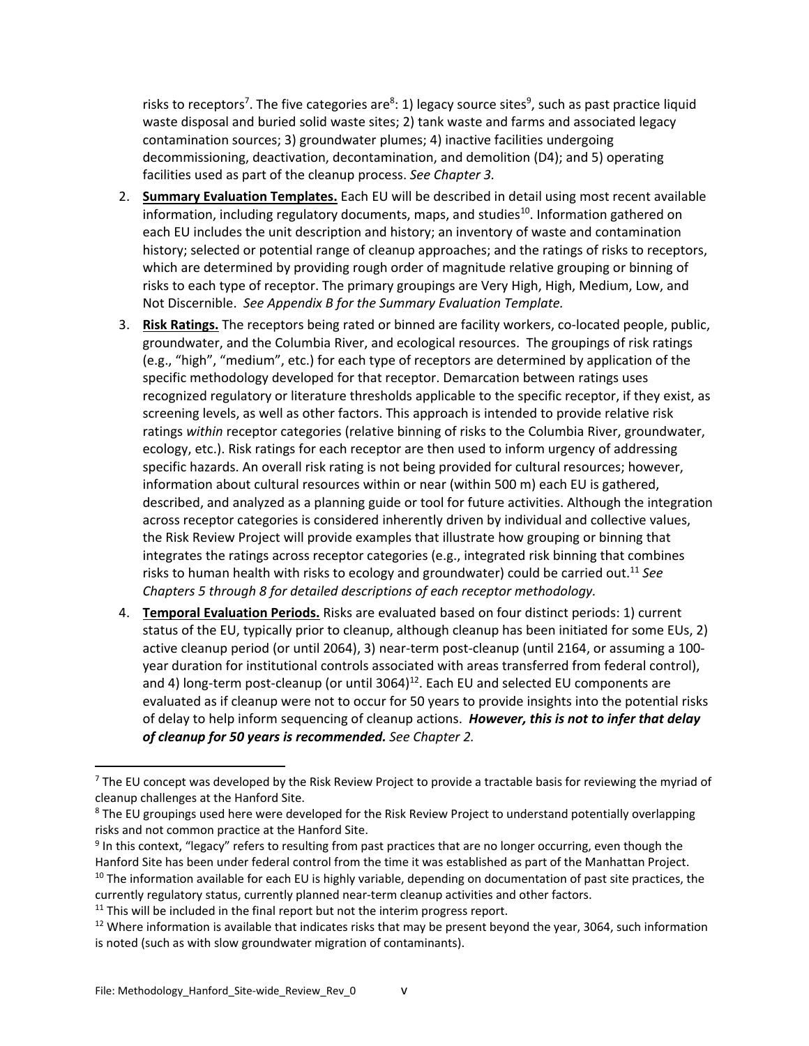risks to receptors[7]. The five categories are[8]: 1) legacy source sites[9], such as past practice liquid waste disposal and buried solid waste sites; 2) tank waste and farms and associated legacy contamination sources; 3) groundwater plumes; 4) inactive facilities undergoing decommissioning, deactivation, decontamination, and demolition (D4); and 5) operating facilities used as part of the cleanup process. *See Chapter 3.*

2. **Summary Evaluation Templates.** Each EU will be described in detail using most recent available information, including regulatory documents, maps, and studies[10]. Information gathered on each EU includes the unit description and history; an inventory of waste and contamination history; selected or potential range of cleanup approaches; and the ratings of risks to receptors, which are determined by providing rough order of magnitude relative grouping or binning of risks to each type of receptor. The primary groupings are Very High, High, Medium, Low, and Not Discernible. *See Appendix B for the Summary Evaluation Template.*
3. **Risk Ratings.** The receptors being rated or binned are facility workers, co-located people, public, groundwater, and the Columbia River, and ecological resources. The groupings of risk ratings (e.g., "high", "medium", etc.) for each type of receptors are determined by application of the specific methodology developed for that receptor. Demarcation between ratings uses recognized regulatory or literature thresholds applicable to the specific receptor, if they exist, as screening levels, as well as other factors. This approach is intended to provide relative risk ratings *within* receptor categories (relative binning of risks to the Columbia River, groundwater, ecology, etc.). Risk ratings for each receptor are then used to inform urgency of addressing specific hazards. An overall risk rating is not being provided for cultural resources; however, information about cultural resources within or near (within 500 m) each EU is gathered, described, and analyzed as a planning guide or tool for future activities. Although the integration across receptor categories is considered inherently driven by individual and collective values, the Risk Review Project will provide examples that illustrate how grouping or binning that integrates the ratings across receptor categories (e.g., integrated risk binning that combines risks to human health with risks to ecology and groundwater) could be carried out.[11] *See Chapters 5 through 8 for detailed descriptions of each receptor methodology.*
4. **Temporal Evaluation Periods.** Risks are evaluated based on four distinct periods: 1) current status of the EU, typically prior to cleanup, although cleanup has been initiated for some EUs, 2) active cleanup period (or until 2064), 3) near-term post-cleanup (until 2164, or assuming a 100-year duration for institutional controls associated with areas transferred from federal control), and 4) long-term post-cleanup (or until 3064)[12]. Each EU and selected EU components are evaluated as if cleanup were not to occur for 50 years to provide insights into the potential risks of delay to help inform sequencing of cleanup actions. ***However, this is not to infer that delay of cleanup for 50 years is recommended.*** *See Chapter 2.*

---

[7] The EU concept was developed by the Risk Review Project to provide a tractable basis for reviewing the myriad of cleanup challenges at the Hanford Site.

[8] The EU groupings used here were developed for the Risk Review Project to understand potentially overlapping risks and not common practice at the Hanford Site.

[9] In this context, "legacy" refers to resulting from past practices that are no longer occurring, even though the Hanford Site has been under federal control from the time it was established as part of the Manhattan Project.

[10] The information available for each EU is highly variable, depending on documentation of past site practices, the currently regulatory status, currently planned near-term cleanup activities and other factors.

[11] This will be included in the final report but not the interim progress report.

[12] Where information is available that indicates risks that may be present beyond the year, 3064, such information is noted (such as with slow groundwater migration of contaminants).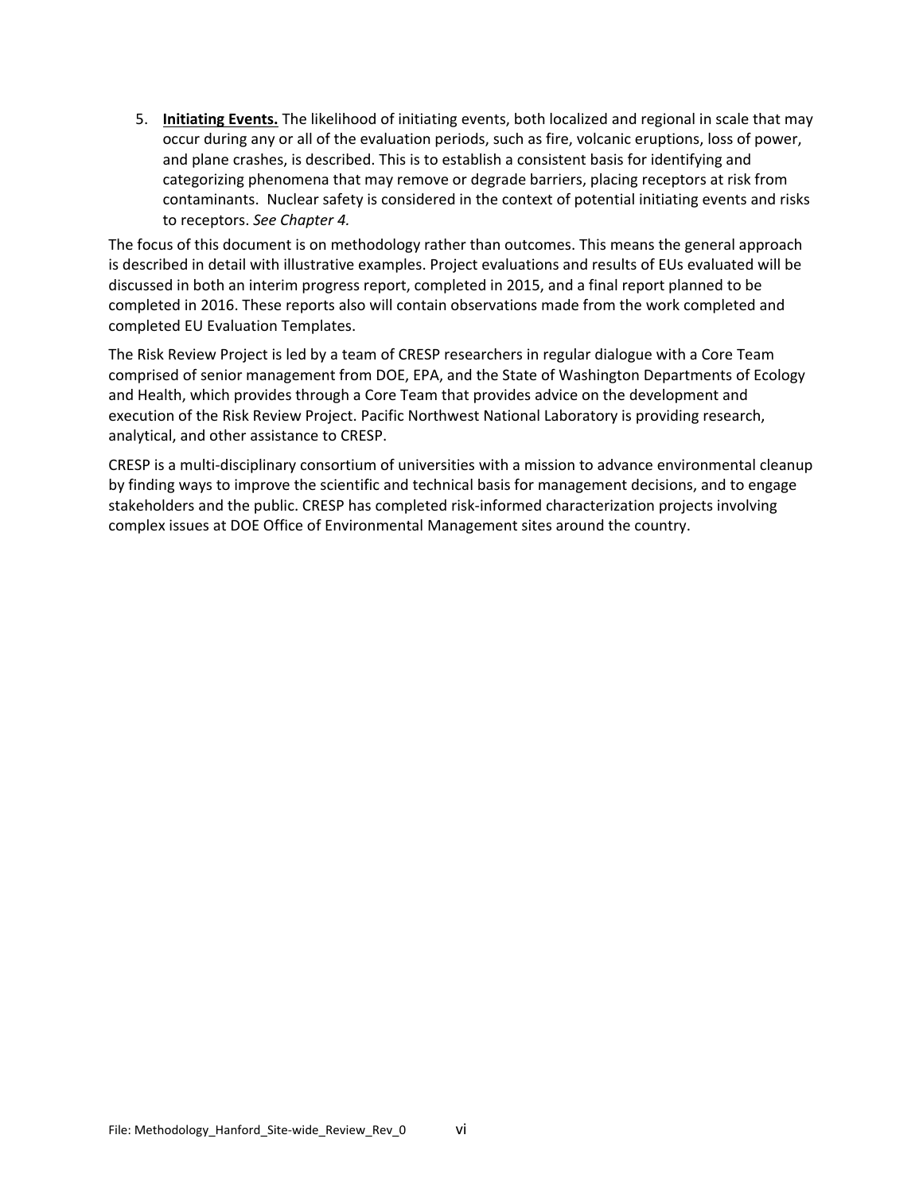5. **Initiating Events.** The likelihood of initiating events, both localized and regional in scale that may occur during any or all of the evaluation periods, such as fire, volcanic eruptions, loss of power, and plane crashes, is described. This is to establish a consistent basis for identifying and categorizing phenomena that may remove or degrade barriers, placing receptors at risk from contaminants. Nuclear safety is considered in the context of potential initiating events and risks to receptors. *See Chapter 4.*

The focus of this document is on methodology rather than outcomes. This means the general approach is described in detail with illustrative examples. Project evaluations and results of EUs evaluated will be discussed in both an interim progress report, completed in 2015, and a final report planned to be completed in 2016. These reports also will contain observations made from the work completed and completed EU Evaluation Templates.

The Risk Review Project is led by a team of CRESP researchers in regular dialogue with a Core Team comprised of senior management from DOE, EPA, and the State of Washington Departments of Ecology and Health, which provides through a Core Team that provides advice on the development and execution of the Risk Review Project. Pacific Northwest National Laboratory is providing research, analytical, and other assistance to CRESP.

CRESP is a multi-disciplinary consortium of universities with a mission to advance environmental cleanup by finding ways to improve the scientific and technical basis for management decisions, and to engage stakeholders and the public. CRESP has completed risk-informed characterization projects involving complex issues at DOE Office of Environmental Management sites around the country.